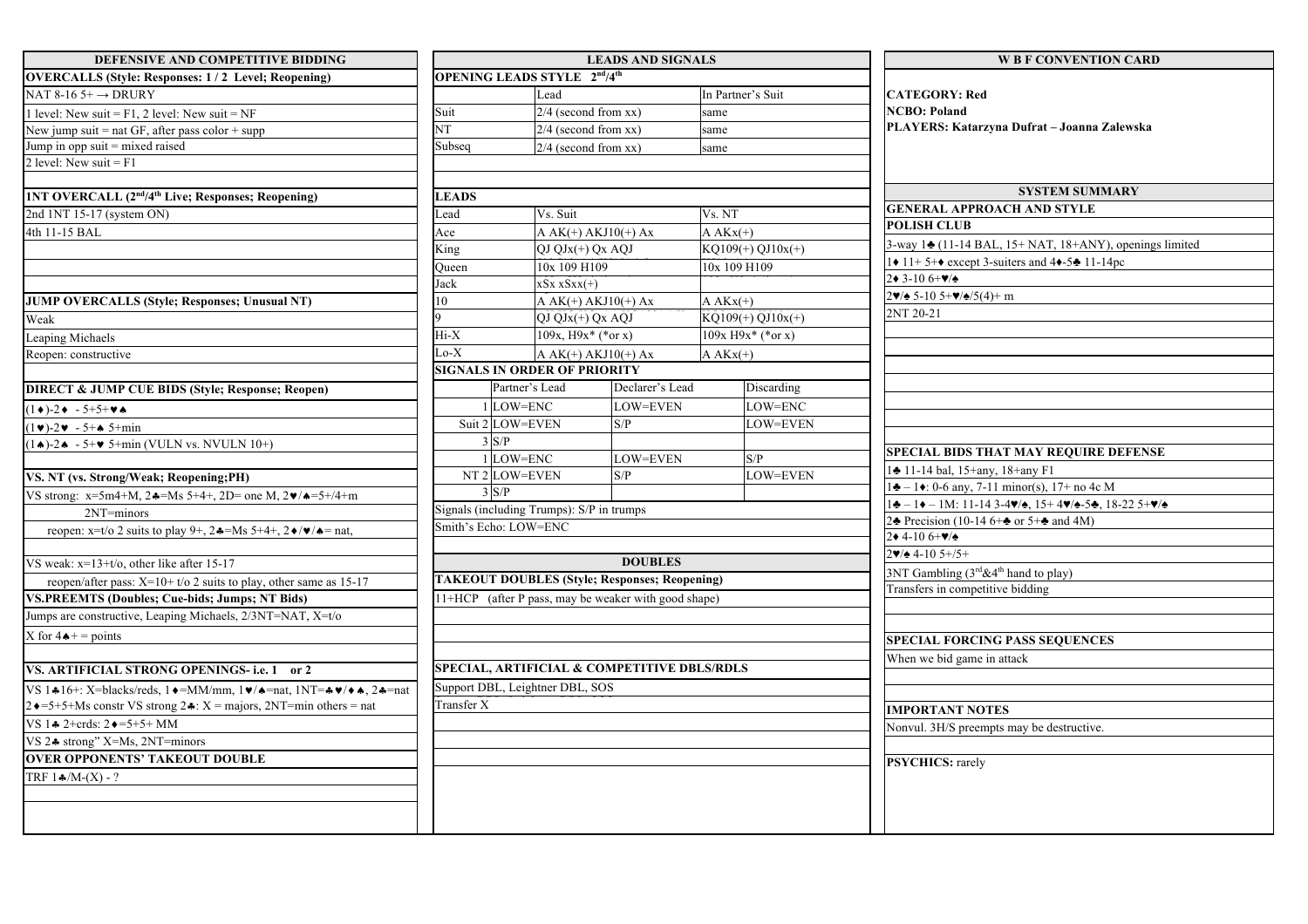## DEFENSIVE AND COMPETITIVE BIDDING

**OVERCALLS (Style: Responses: 1 / 2 Level; Reopening)**

NAT 8-16 5+ → DRURY

1 level: New suit = F1, 2 level: New suit = NF

New jump suit = nat GF, after pass color + supp

Jump in opp suit = mixed raised

2 level: New suit = F1

**1NT OVERCALL (2nd/4th Live; Responses; Reopening)**

2nd 1NT 15-17 (system ON)

4th 11-15 BAL

**JUMP OVERCALLS (Style; Responses; Unusual NT)**

Weak

Leaping Michaels

Reopen: constructive

**DIRECT & JUMP CUE BIDS (Style; Response; Reopen)**

(1♦)-2♦ - 5+5+♥♠

(1♥)-2♥ - 5+♠ 5+min

(1♠)-2♠ - 5+♥ 5+min (VULN vs. NVULN 10+)

**VS. NT (vs. Strong/Weak; Reopening;PH)**

VS strong: x=5m4+M, 2♣=Ms 5+4+, 2D= one M, 2♥/♠=5+/4+m

2NT=minors

reopen: x=t/o 2 suits to play 9+, 2♣=Ms 5+4+, 2♦/♥/♠= nat,

VS weak: x=13+t/o, other like after 15-17

reopen/after pass: X=10+ t/o 2 suits to play, other same as 15-17

**VS.PREEMTS (Doubles; Cue-bids; Jumps; NT Bids)**

Jumps are constructive, Leaping Michaels, 2/3NT=NAT, X=t/o

X for 4♠+ = points

**VS. ARTIFICIAL STRONG OPENINGS- i.e. 1 or 2**

VS 1♣16+: X=blacks/reds, 1♦=MM/mm, 1♥/♠=nat, 1NT=♣♥/♦♠, 2♣=nat

2♦=5+5+Ms constr VS strong 2♣: X = majors, 2NT=min others = nat

VS 1♣ 2+crds: 2♦=5+5+ MM

VS 2♣ strong" X=Ms, 2NT=minors

**OVER OPPONENTS' TAKEOUT DOUBLE**

TRF 1♣/M-(X) - ?

## LEADS AND SIGNALS

**OPENING LEADS STYLE 2nd/4th**

| | Lead | In Partner's Suit |
|---|---|---|
| Suit | 2/4 (second from xx) | same |
| NT | 2/4 (second from xx) | same |
| Subseq | 2/4 (second from xx) | same |

**LEADS**

| Lead | Vs. Suit | Vs. NT |
|---|---|---|
| Ace | A AK(+) AKJ10(+) Ax | A AKx(+) |
| King | QJ QJx(+) Qx AQJ | KQ109(+) QJ10x(+) |
| Queen | 10x 109 H109 | 10x 109 H109 |
| Jack | xSx xSxx(+) | |
| 10 | A AK(+) AKJ10(+) Ax | A AKx(+) |
| 9 | QJ QJx(+) Qx AQJ | KQ109(+) QJ10x(+) |
| Hi-X | 109x, H9x* (*or x) | 109x H9x* (*or x) |
| Lo-X | A AK(+) AKJ10(+) Ax | A AKx(+) |

**SIGNALS IN ORDER OF PRIORITY**

| | | Partner's Lead | Declarer's Lead | Discarding |
|---|---|---|---|---|
| | 1 | LOW=ENC | LOW=EVEN | LOW=ENC |
| Suit | 2 | LOW=EVEN | S/P | LOW=EVEN |
| | 3 | S/P | | |
| | 1 | LOW=ENC | LOW=EVEN | S/P |
| NT | 2 | LOW=EVEN | S/P | LOW=EVEN |
| | 3 | S/P | | |

Signals (including Trumps): S/P in trumps

Smith's Echo: LOW=ENC

## DOUBLES

**TAKEOUT DOUBLES (Style; Responses; Reopening)**

11+HCP (after P pass, may be weaker with good shape)

**SPECIAL, ARTIFICIAL & COMPETITIVE DBLS/RDLS**

Support DBL, Leightner DBL, SOS

Transfer X

## W B F CONVENTION CARD

**CATEGORY: Red**

**NCBO: Poland**

**PLAYERS: Katarzyna Dufrat – Joanna Zalewska**

## SYSTEM SUMMARY

**GENERAL APPROACH AND STYLE**

**POLISH CLUB**

3-way 1♣ (11-14 BAL, 15+ NAT, 18+ANY), openings limited

1♦ 11+ 5+♦ except 3-suiters and 4♦-5♣ 11-14pc

2♦ 3-10 6+♥/♠

2♥/♠ 5-10 5+♥/♠/5(4)+ m

2NT 20-21

**SPECIAL BIDS THAT MAY REQUIRE DEFENSE**

1♣ 11-14 bal, 15+any, 18+any F1

1♣ – 1♦: 0-6 any, 7-11 minor(s), 17+ no 4c M

1♣ – 1♦ – 1M: 11-14 3-4♥/♠, 15+ 4♥/♠-5♣, 18-22 5+♥/♠

2♣ Precision (10-14 6+♣ or 5+♣ and 4M)

2♦ 4-10 6+♥/♠

2♥/♠ 4-10 5+/5+

3NT Gambling (3rd&4th hand to play)

Transfers in competitive bidding

**SPECIAL FORCING PASS SEQUENCES**

When we bid game in attack

**IMPORTANT NOTES**

Nonvul. 3H/S preempts may be destructive.

**PSYCHICS:** rarely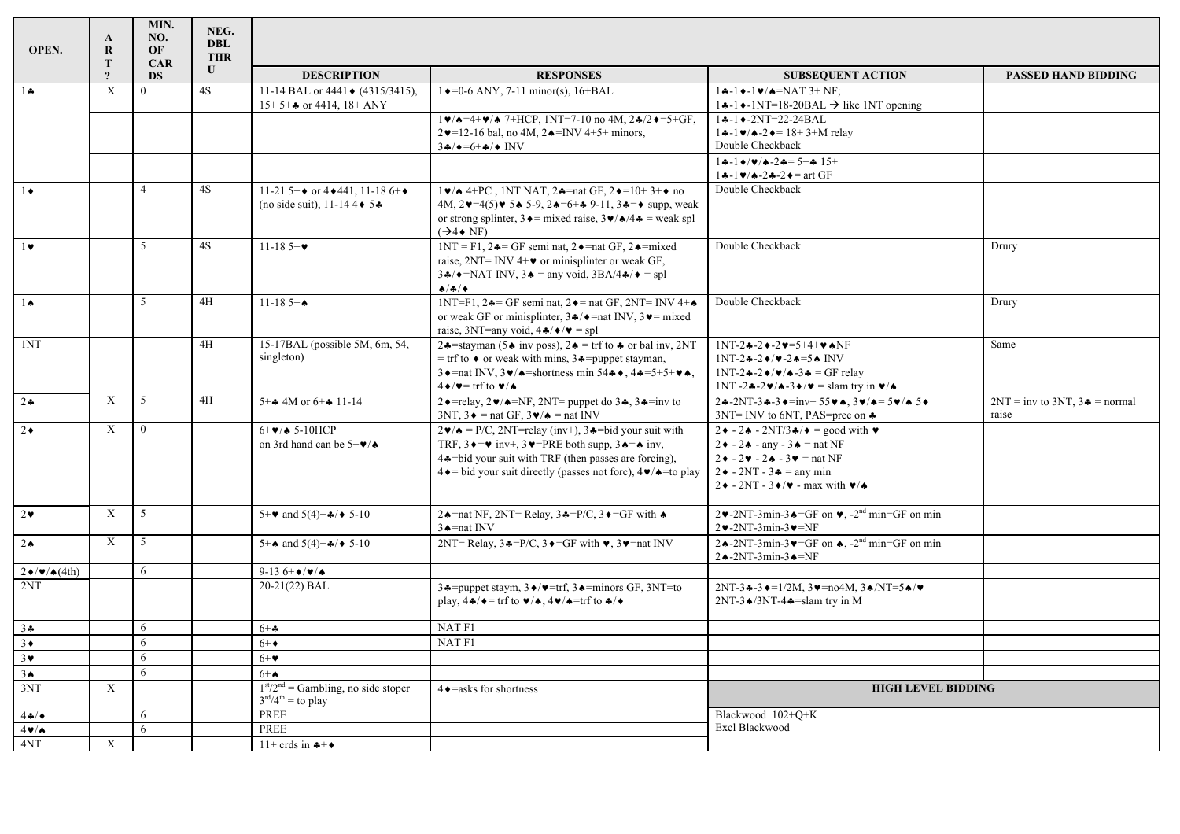| OPEN. | ART? | MIN. NO. OF CARDS | NEG. DBL THRU | DESCRIPTION | RESPONSES | SUBSEQUENT ACTION | PASSED HAND BIDDING |
|---|---|---|---|---|---|---|---|
| 1♣ | X | 0 | 4S | 11-14 BAL or 4441♦ (4315/3415), 15+ 5+♣ or 4414, 18+ ANY | 1♦=0-6 ANY, 7-11 minor(s), 16+BAL | 1♣-1♦-1♥/♠=NAT 3+ NF; 1♣-1♦-1NT=18-20BAL → like 1NT opening | |
| | | | | | 1♥/♠=4+♥/♠ 7+HCP, 1NT=7-10 no 4M, 2♣/2♦=5+GF, 2♥=12-16 bal, no 4M, 2♠=INV 4+5+ minors, 3♣/♦=6+♣/♦ INV | 1♣-1♦-2NT=22-24BAL 1♣-1♥/♠-2♦= 18+ 3+M relay Double Checkback | |
| | | | | | | 1♣-1♦/♥/♠-2♣= 5+♣ 15+ 1♣-1♥/♠-2♣-2♦= art GF | |
| 1♦ | | 4 | 4S | 11-21 5+♦ or 4♦441, 11-18 6+♦ (no side suit), 11-14 4♦ 5♣ | 1♥/♠ 4+PC , 1NT NAT, 2♣=nat GF, 2♦=10+ 3+♦ no 4M, 2♥=4(5)♥ 5♠ 5-9, 2♠=6+♣ 9-11, 3♣=♦ supp, weak or strong splinter, 3♦= mixed raise, 3♥/♠/4♣ = weak spl (→4♦ NF) | Double Checkback | |
| 1♥ | | 5 | 4S | 11-18 5+♥ | 1NT = F1, 2♣= GF semi nat, 2♦=nat GF, 2♠=mixed raise, 2NT= INV 4+♥ or minisplinter or weak GF, 3♣/♦=NAT INV, 3♠ = any void, 3BA/4♣/♦ = spl ♠/♣/♦ | Double Checkback | Drury |
| 1♠ | | 5 | 4H | 11-18 5+♠ | 1NT=F1, 2♣= GF semi nat, 2♦= nat GF, 2NT= INV 4+♠ or weak GF or minisplinter, 3♣/♦=nat INV, 3♥= mixed raise, 3NT=any void, 4♣/♦/♥ = spl | Double Checkback | Drury |
| 1NT | | | 4H | 15-17BAL (possible 5M, 6m, 54, singleton) | 2♣=stayman (5♠ inv poss), 2♠ = trf to ♣ or bal inv, 2NT = trf to ♦ or weak with mins, 3♣=puppet stayman, 3♦=nat INV, 3♥/♠=shortness min 54♣♦, 4♣=5+5+♥♠, 4♦/♥= trf to ♥/♠ | 1NT-2♣-2♦-2♥=5+4+♥♠NF 1NT-2♣-2♦/♥-2♠=5♠ INV 1NT-2♣-2♦/♥/♠-3♣ = GF relay 1NT -2♣-2♥/♠-3♦/♥ = slam try in ♥/♠ | Same |
| 2♣ | X | 5 | 4H | 5+♣ 4M or 6+♣ 11-14 | 2♦=relay, 2♥/♠=NF, 2NT= puppet do 3♣, 3♣=inv to 3NT, 3♦ = nat GF, 3♥/♠ = nat INV | 2♣-2NT-3♣-3♦=inv+ 55♥♠, 3♥/♠= 5♥/♠ 5♦ 3NT= INV to 6NT, PAS=pree on ♣ | 2NT = inv to 3NT, 3♣ = normal raise |
| 2♦ | X | 0 | | 6+♥/♠ 5-10HCP on 3rd hand can be 5+♥/♠ | 2♥/♠ = P/C, 2NT=relay (inv+), 3♣=bid your suit with TRF, 3♦=♥ inv+, 3♥=PRE both supp, 3♠=♠ inv, 4♣=bid your suit with TRF (then passes are forcing), 4♦= bid your suit directly (passes not forc), 4♥/♠=to play | 2♦ - 2♠ - 2NT/3♣/♦ = good with ♥ 2♦ - 2♠ - any - 3♠ = nat NF 2♦ - 2♥ - 2♠ - 3♥ = nat NF 2♦ - 2NT - 3♣ = any min 2♦ - 2NT - 3♦/♥ - max with ♥/♠ | |
| 2♥ | X | 5 | | 5+♥ and 5(4)+♣/♦ 5-10 | 2♠=nat NF, 2NT= Relay, 3♣=P/C, 3♦=GF with ♠ 3♠=nat INV | 2♥-2NT-3min-3♠=GF on ♥, -2nd min=GF on min 2♥-2NT-3min-3♥=NF | |
| 2♠ | X | 5 | | 5+♠ and 5(4)+♣/♦ 5-10 | 2NT= Relay, 3♣=P/C, 3♦=GF with ♥, 3♥=nat INV | 2♠-2NT-3min-3♥=GF on ♠, -2nd min=GF on min 2♠-2NT-3min-3♠=NF | |
| 2♦/♥/♠(4th) | | 6 | | 9-13 6+♦/♥/♠ | | | |
| 2NT | | | | 20-21(22) BAL | 3♣=puppet staym, 3♦/♥=trf, 3♠=minors GF, 3NT=to play, 4♣/♦= trf to ♥/♠, 4♥/♠=trf to ♣/♦ | 2NT-3♣-3♦=1/2M, 3♥=no4M, 3♠/NT=5♠/♥ 2NT-3♠/3NT-4♣=slam try in M | |
| 3♣ | | 6 | | 6+♣ | NAT F1 | | |
| 3♦ | | 6 | | 6+♦ | NAT F1 | | |
| 3♥ | | 6 | | 6+♥ | | | |
| 3♠ | | 6 | | 6+♠ | | | |
| 3NT | X | | | 1st/2nd = Gambling, no side stoper 3rd/4th = to play | 4♦=asks for shortness | **HIGH LEVEL BIDDING** | |
| 4♣/♦ | | 6 | | PREE | | Blackwood 1O2+Q+K Excl Blackwood | |
| 4♥/♠ | | 6 | | PREE | | | |
| 4NT | X | | | 11+ crds in ♣+♦ | | | |